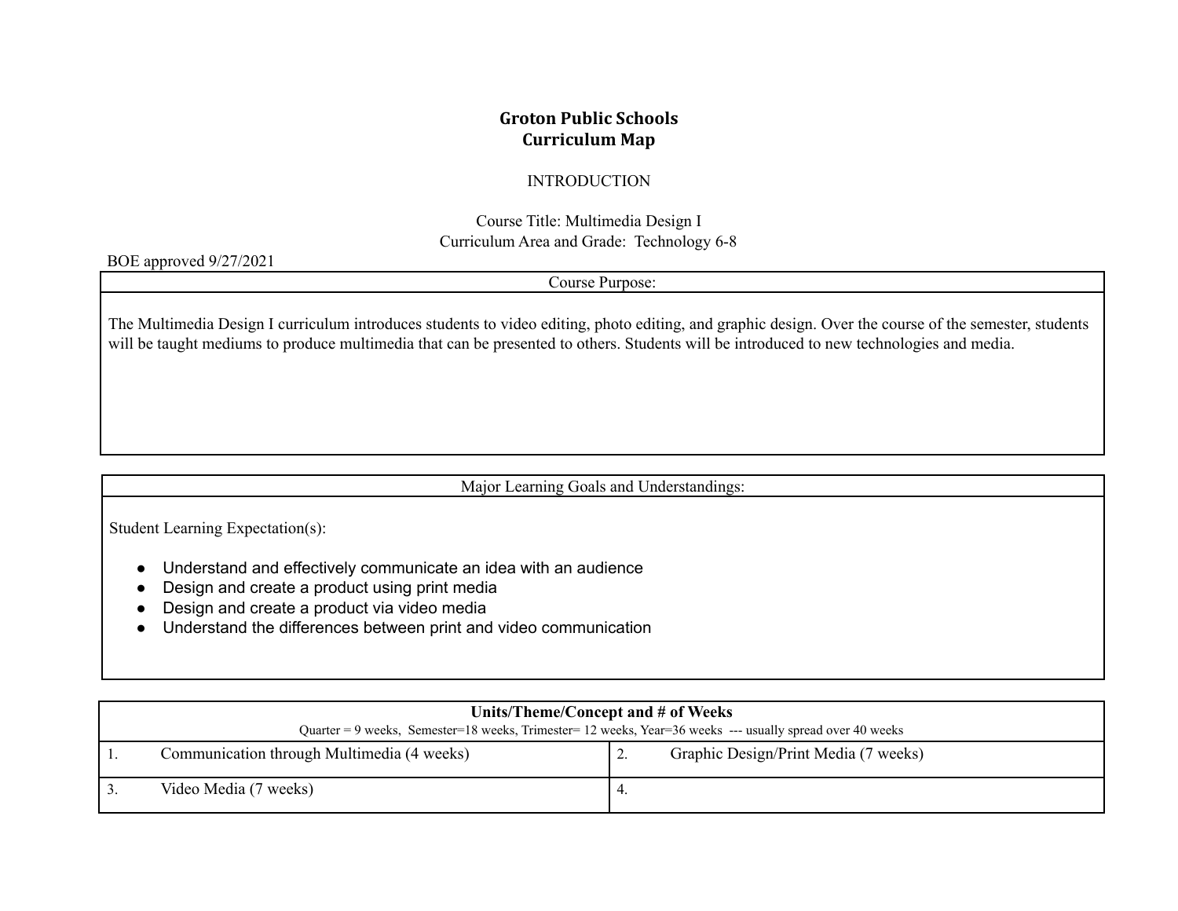# Groton Public Schools
# Curriculum Map

INTRODUCTION

Course Title: Multimedia Design I
Curriculum Area and Grade: Technology 6-8

BOE approved 9/27/2021

| Course Purpose: |
|---|
| The Multimedia Design I curriculum introduces students to video editing, photo editing, and graphic design. Over the course of the semester, students will be taught mediums to produce multimedia that can be presented to others. Students will be introduced to new technologies and media. |

**Major Learning Goals and Understandings:**

Student Learning Expectation(s):

- Understand and effectively communicate an idea with an audience
- Design and create a product using print media
- Design and create a product via video media
- Understand the differences between print and video communication

| **Units/Theme/Concept and # of Weeks** Quarter = 9 weeks, Semester=18 weeks, Trimester= 12 weeks, Year=36 weeks --- usually spread over 40 weeks | |
|---|---|
| 1. Communication through Multimedia (4 weeks) | 2. Graphic Design/Print Media (7 weeks) |
| 3. Video Media (7 weeks) | 4. |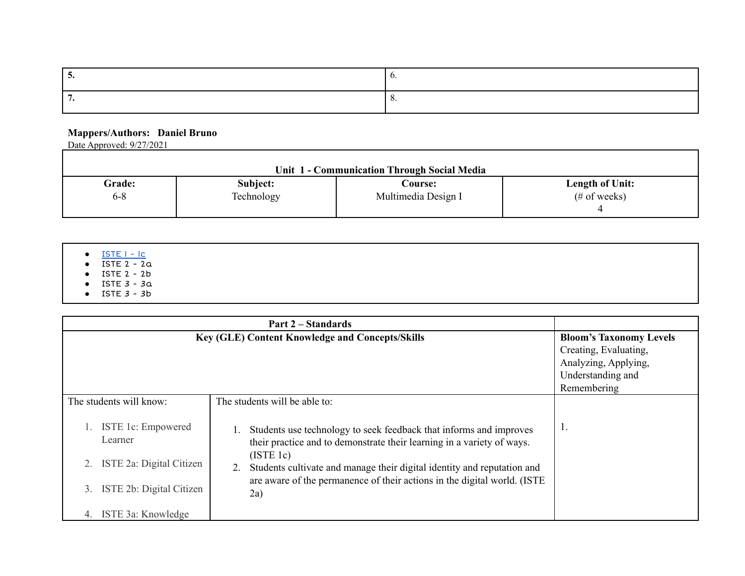| **5.** | 6. |
|---|---|
| **7.** | 8. |

**Mappers/Authors: Daniel Bruno**
Date Approved: 9/27/2021

| **Unit 1 - Communication Through Social Media** | | | |
|---|---|---|---|
| **Grade:** 6-8 | **Subject:** Technology | **Course:** Multimedia Design I | **Length of Unit:** (# of weeks) 4 |

- ISTE 1 - 1c
- ISTE 2 - 2a
- ISTE 2 - 2b
- ISTE 3 - 3a
- ISTE 3 - 3b

| **Part 2 – Standards** | | |
|---|---|---|
| **Key (GLE) Content Knowledge and Concepts/Skills** | | **Bloom's Taxonomy Levels** Creating, Evaluating, Analyzing, Applying, Understanding and Remembering |
| The students will know:<br><br>1. ISTE 1c: Empowered Learner<br>2. ISTE 2a: Digital Citizen<br>3. ISTE 2b: Digital Citizen<br>4. ISTE 3a: Knowledge | The students will be able to:<br><br>1. Students use technology to seek feedback that informs and improves their practice and to demonstrate their learning in a variety of ways. (ISTE 1c)<br>2. Students cultivate and manage their digital identity and reputation and are aware of the permanence of their actions in the digital world. (ISTE 2a) | 1. |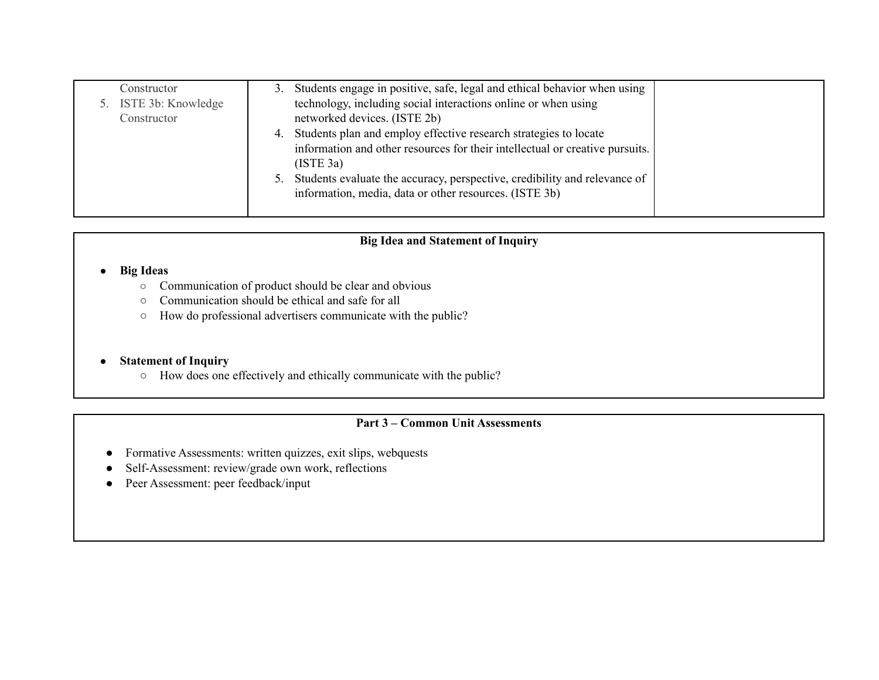| | | |
|---|---|---|
| Constructor<br>5. ISTE 3b: Knowledge Constructor | 3. Students engage in positive, safe, legal and ethical behavior when using technology, including social interactions online or when using networked devices. (ISTE 2b)<br>4. Students plan and employ effective research strategies to locate information and other resources for their intellectual or creative pursuits. (ISTE 3a)<br>5. Students evaluate the accuracy, perspective, credibility and relevance of information, media, data or other resources. (ISTE 3b) | |

## Big Idea and Statement of Inquiry

- **Big Ideas**
  - Communication of product should be clear and obvious
  - Communication should be ethical and safe for all
  - How do professional advertisers communicate with the public?

- **Statement of Inquiry**
  - How does one effectively and ethically communicate with the public?

## Part 3 – Common Unit Assessments

- Formative Assessments: written quizzes, exit slips, webquests
- Self-Assessment: review/grade own work, reflections
- Peer Assessment: peer feedback/input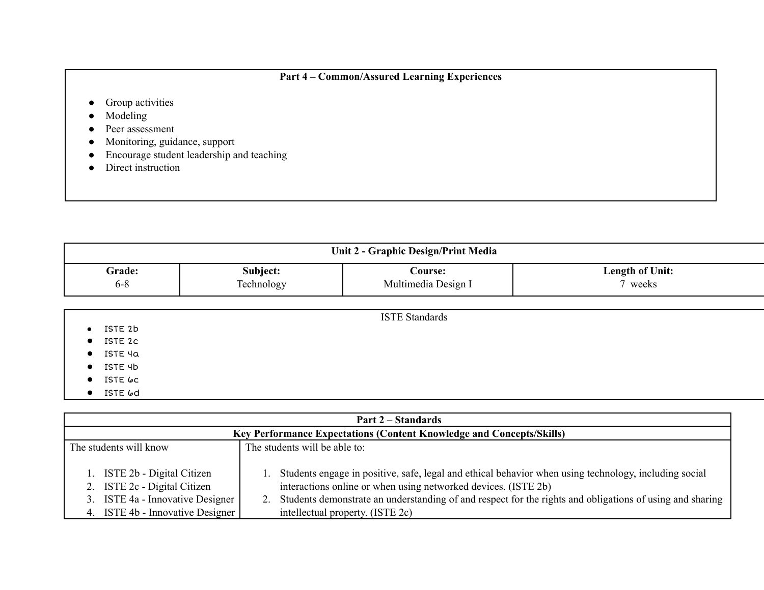**Part 4 – Common/Assured Learning Experiences**

- Group activities
- Modeling
- Peer assessment
- Monitoring, guidance, support
- Encourage student leadership and teaching
- Direct instruction

| Unit 2 - Graphic Design/Print Media | | | |
|---|---|---|---|
| **Grade:** 6-8 | **Subject:** Technology | **Course:** Multimedia Design I | **Length of Unit:** 7 weeks |

ISTE Standards

- ISTE 2b
- ISTE 2c
- ISTE 4a
- ISTE 4b
- ISTE 6c
- ISTE 6d

| **Part 2 – Standards** | |
|---|---|
| **Key Performance Expectations (Content Knowledge and Concepts/Skills)** | |
| The students will know<br><br>1. ISTE 2b - Digital Citizen<br>2. ISTE 2c - Digital Citizen<br>3. ISTE 4a - Innovative Designer<br>4. ISTE 4b - Innovative Designer | The students will be able to:<br><br>1. Students engage in positive, safe, legal and ethical behavior when using technology, including social interactions online or when using networked devices. (ISTE 2b)<br>2. Students demonstrate an understanding of and respect for the rights and obligations of using and sharing intellectual property. (ISTE 2c) |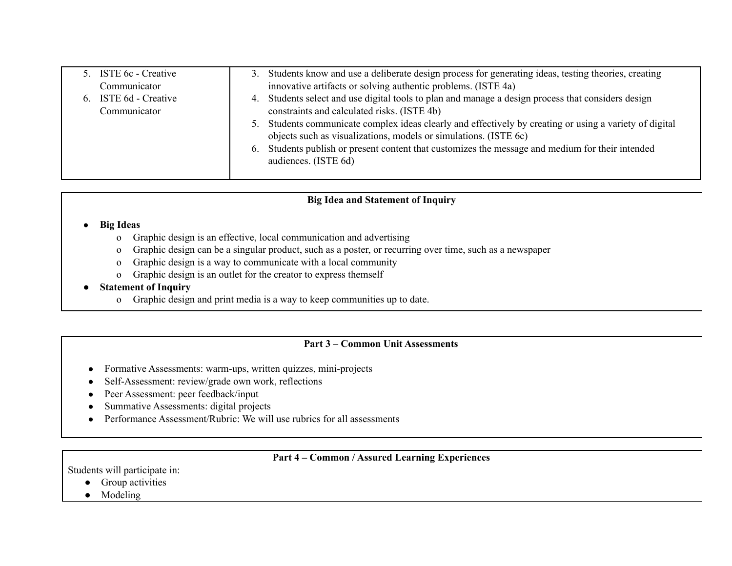| | |
|---|---|
| 5. ISTE 6c - Creative Communicator<br>6. ISTE 6d - Creative Communicator | 3. Students know and use a deliberate design process for generating ideas, testing theories, creating innovative artifacts or solving authentic problems. (ISTE 4a)<br>4. Students select and use digital tools to plan and manage a design process that considers design constraints and calculated risks. (ISTE 4b)<br>5. Students communicate complex ideas clearly and effectively by creating or using a variety of digital objects such as visualizations, models or simulations. (ISTE 6c)<br>6. Students publish or present content that customizes the message and medium for their intended audiences. (ISTE 6d) |

## Big Idea and Statement of Inquiry

- **Big Ideas**
  - Graphic design is an effective, local communication and advertising
  - Graphic design can be a singular product, such as a poster, or recurring over time, such as a newspaper
  - Graphic design is a way to communicate with a local community
  - Graphic design is an outlet for the creator to express themself
- **Statement of Inquiry**
  - Graphic design and print media is a way to keep communities up to date.

## Part 3 – Common Unit Assessments

- Formative Assessments: warm-ups, written quizzes, mini-projects
- Self-Assessment: review/grade own work, reflections
- Peer Assessment: peer feedback/input
- Summative Assessments: digital projects
- Performance Assessment/Rubric: We will use rubrics for all assessments

## Part 4 – Common / Assured Learning Experiences

Students will participate in:

- Group activities
- Modeling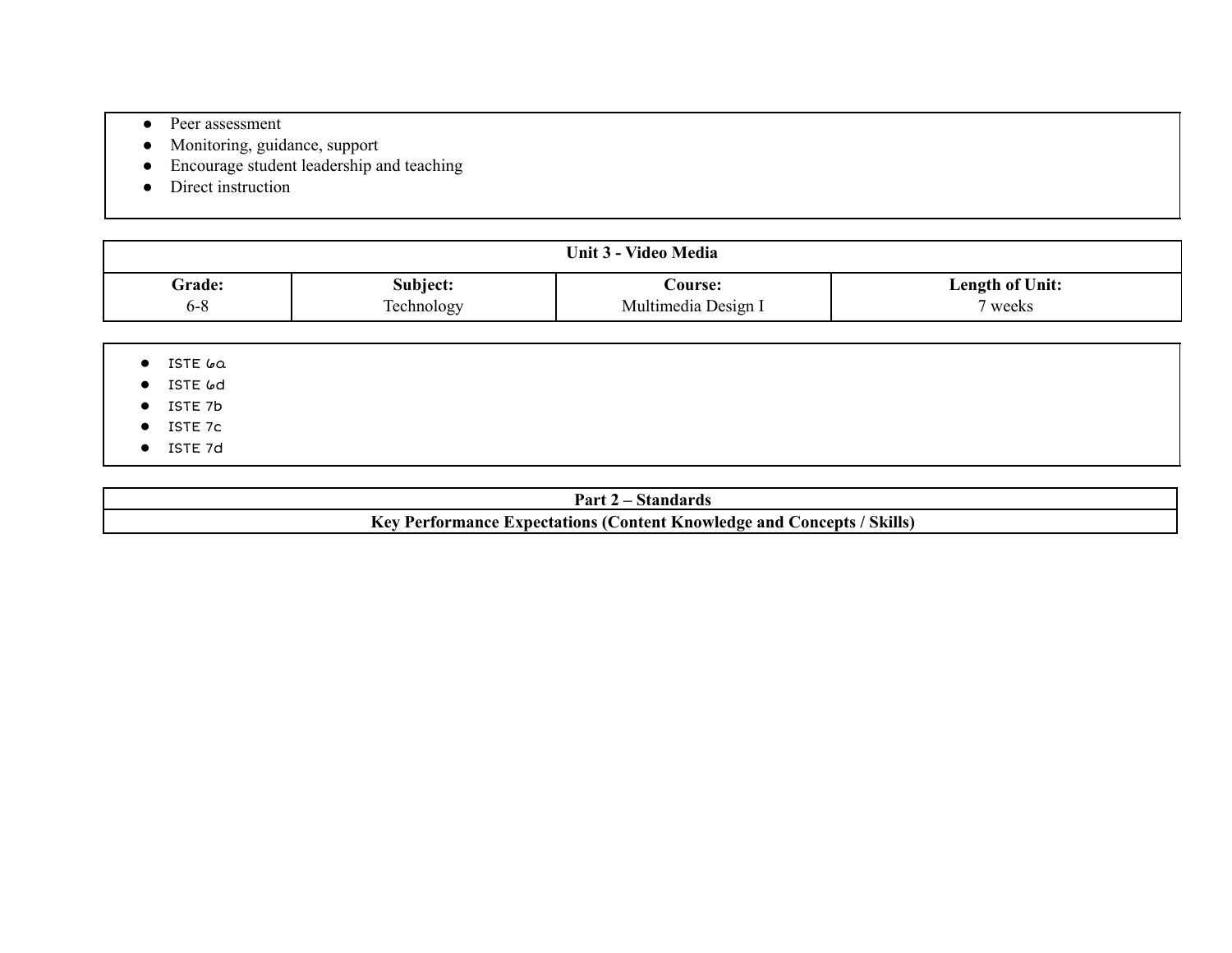- Peer assessment
- Monitoring, guidance, support
- Encourage student leadership and teaching
- Direct instruction

| Unit 3 - Video Media | | | |
|---|---|---|---|
| **Grade:** 6-8 | **Subject:** Technology | **Course:** Multimedia Design I | **Length of Unit:** 7 weeks |

- ISTE 6a
- ISTE 6d
- ISTE 7b
- ISTE 7c
- ISTE 7d

| Part 2 – Standards |
|---|
| **Key Performance Expectations (Content Knowledge and Concepts / Skills)** |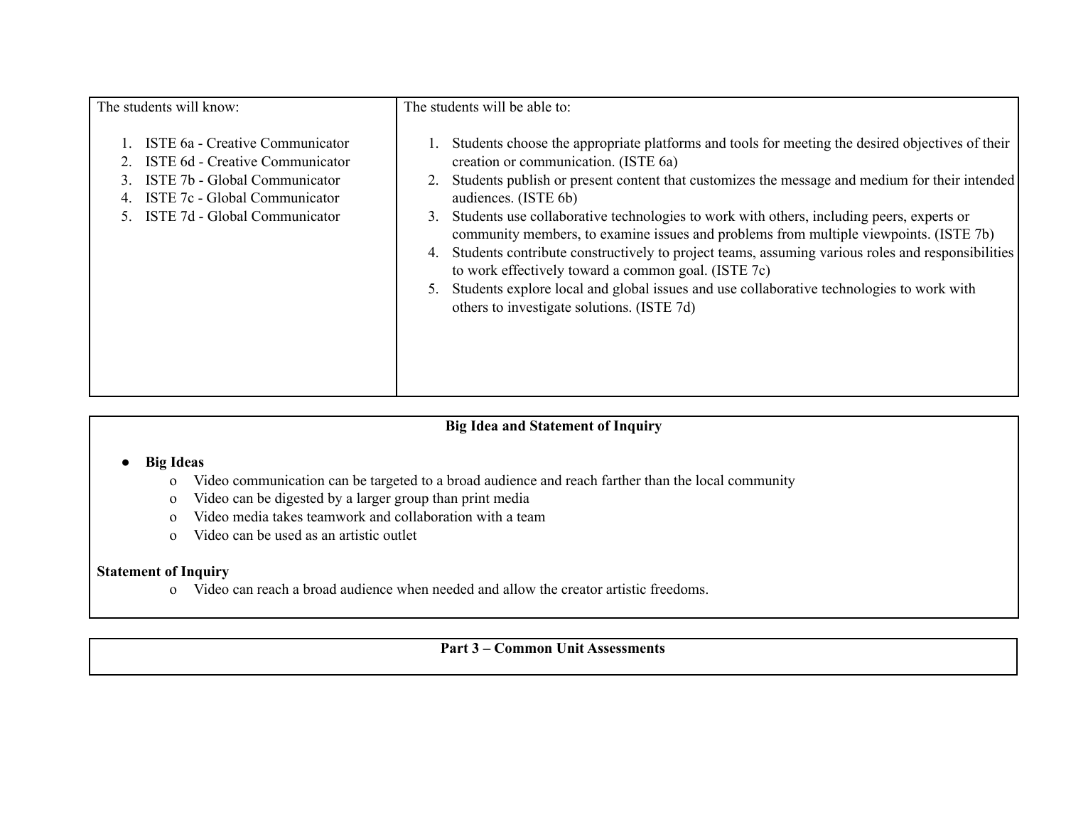| The students will know: | The students will be able to: |
| --- | --- |
| 1. ISTE 6a - Creative Communicator<br>2. ISTE 6d - Creative Communicator<br>3. ISTE 7b - Global Communicator<br>4. ISTE 7c - Global Communicator<br>5. ISTE 7d - Global Communicator | 1. Students choose the appropriate platforms and tools for meeting the desired objectives of their creation or communication. (ISTE 6a)<br>2. Students publish or present content that customizes the message and medium for their intended audiences. (ISTE 6b)<br>3. Students use collaborative technologies to work with others, including peers, experts or community members, to examine issues and problems from multiple viewpoints. (ISTE 7b)<br>4. Students contribute constructively to project teams, assuming various roles and responsibilities to work effectively toward a common goal. (ISTE 7c)<br>5. Students explore local and global issues and use collaborative technologies to work with others to investigate solutions. (ISTE 7d) |

**Big Idea and Statement of Inquiry**

- **Big Ideas**
  - Video communication can be targeted to a broad audience and reach farther than the local community
  - Video can be digested by a larger group than print media
  - Video media takes teamwork and collaboration with a team
  - Video can be used as an artistic outlet

**Statement of Inquiry**

- Video can reach a broad audience when needed and allow the creator artistic freedoms.

**Part 3 – Common Unit Assessments**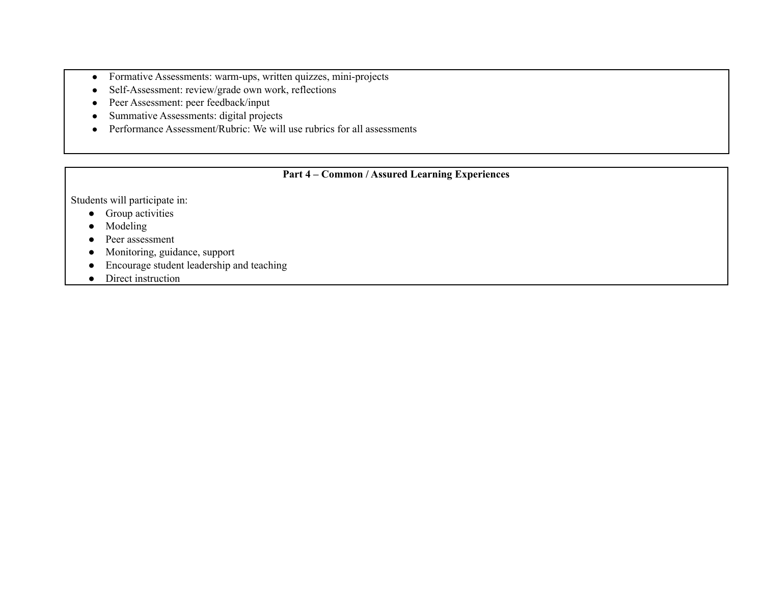- Formative Assessments: warm-ups, written quizzes, mini-projects
- Self-Assessment: review/grade own work, reflections
- Peer Assessment: peer feedback/input
- Summative Assessments: digital projects
- Performance Assessment/Rubric: We will use rubrics for all assessments

## Part 4 – Common / Assured Learning Experiences

Students will participate in:

- Group activities
- Modeling
- Peer assessment
- Monitoring, guidance, support
- Encourage student leadership and teaching
- Direct instruction